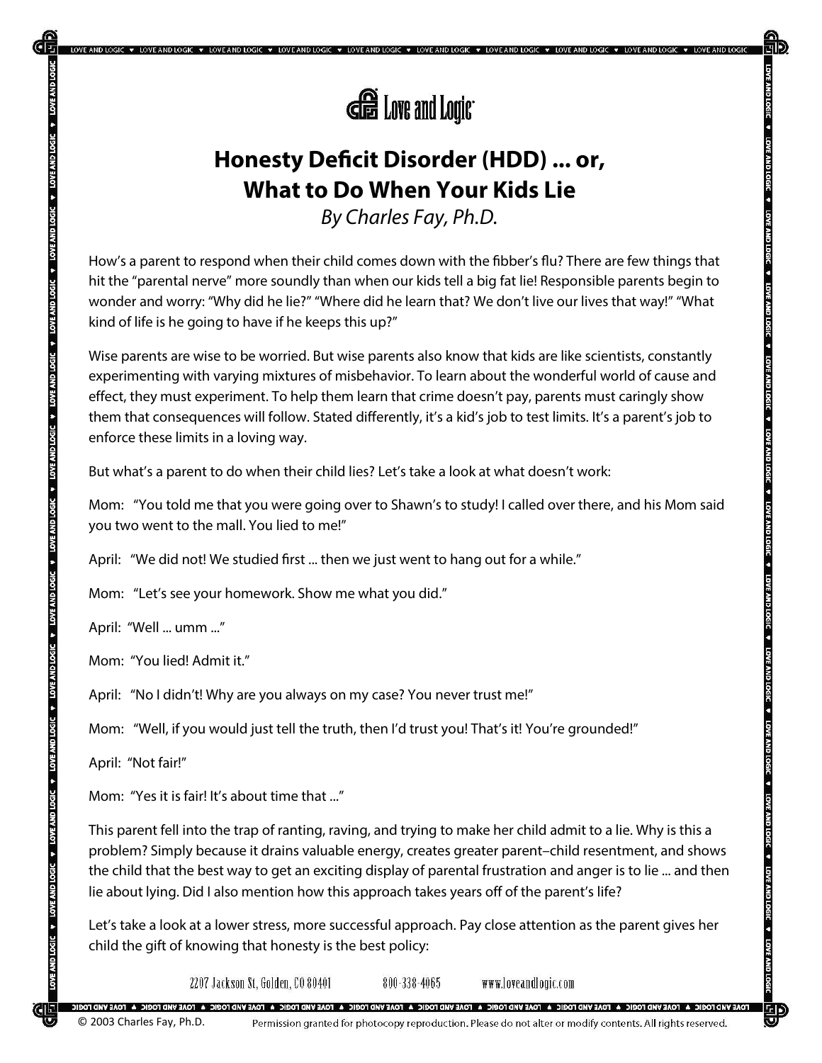Love and Logic

# Honesty Deficit Disorder (HDD) ... or, What to Do When Your Kids Lie

*By Charles Fay, Ph.D.*

How's a parent to respond when their child comes down with the fibber's flu? There are few things that hit the "parental nerve" more soundly than when our kids tell a big fat lie! Responsible parents begin to wonder and worry: "Why did he lie?" "Where did he learn that? We don't live our lives that way!" "What kind of life is he going to have if he keeps this up?"

Wise parents are wise to be worried. But wise parents also know that kids are like scientists, constantly experimenting with varying mixtures of misbehavior. To learn about the wonderful world of cause and effect, they must experiment. To help them learn that crime doesn't pay, parents must caringly show them that consequences will follow. Stated differently, it's a kid's job to test limits. It's a parent's job to enforce these limits in a loving way.

But what's a parent to do when their child lies? Let's take a look at what doesn't work:

Mom: "You told me that you were going over to Shawn's to study! I called over there, and his Mom said you two went to the mall. You lied to me!"

April: "We did not! We studied first ... then we just went to hang out for a while."

Mom: "Let's see your homework. Show me what you did."

April: "Well ... umm ..."

Mom: "You lied! Admit it."

April: "No I didn't! Why are you always on my case? You never trust me!"

Mom: "Well, if you would just tell the truth, then I'd trust you! That's it! You're grounded!"

April: "Not fair!"

Mom: "Yes it is fair! It's about time that ..."

This parent fell into the trap of ranting, raving, and trying to make her child admit to a lie. Why is this a problem? Simply because it drains valuable energy, creates greater parent–child resentment, and shows the child that the best way to get an exciting display of parental frustration and anger is to lie ... and then lie about lying. Did I also mention how this approach takes years off of the parent's life?

Let's take a look at a lower stress, more successful approach. Pay close attention as the parent gives her child the gift of knowing that honesty is the best policy:

2207 Jackson St, Golden, CO 80401 800-338-4065 www.loveandlogic.com

© 2003 Charles Fay, Ph.D. Permission granted for photocopy reproduction. Please do not alter or modify contents. All rights reserved.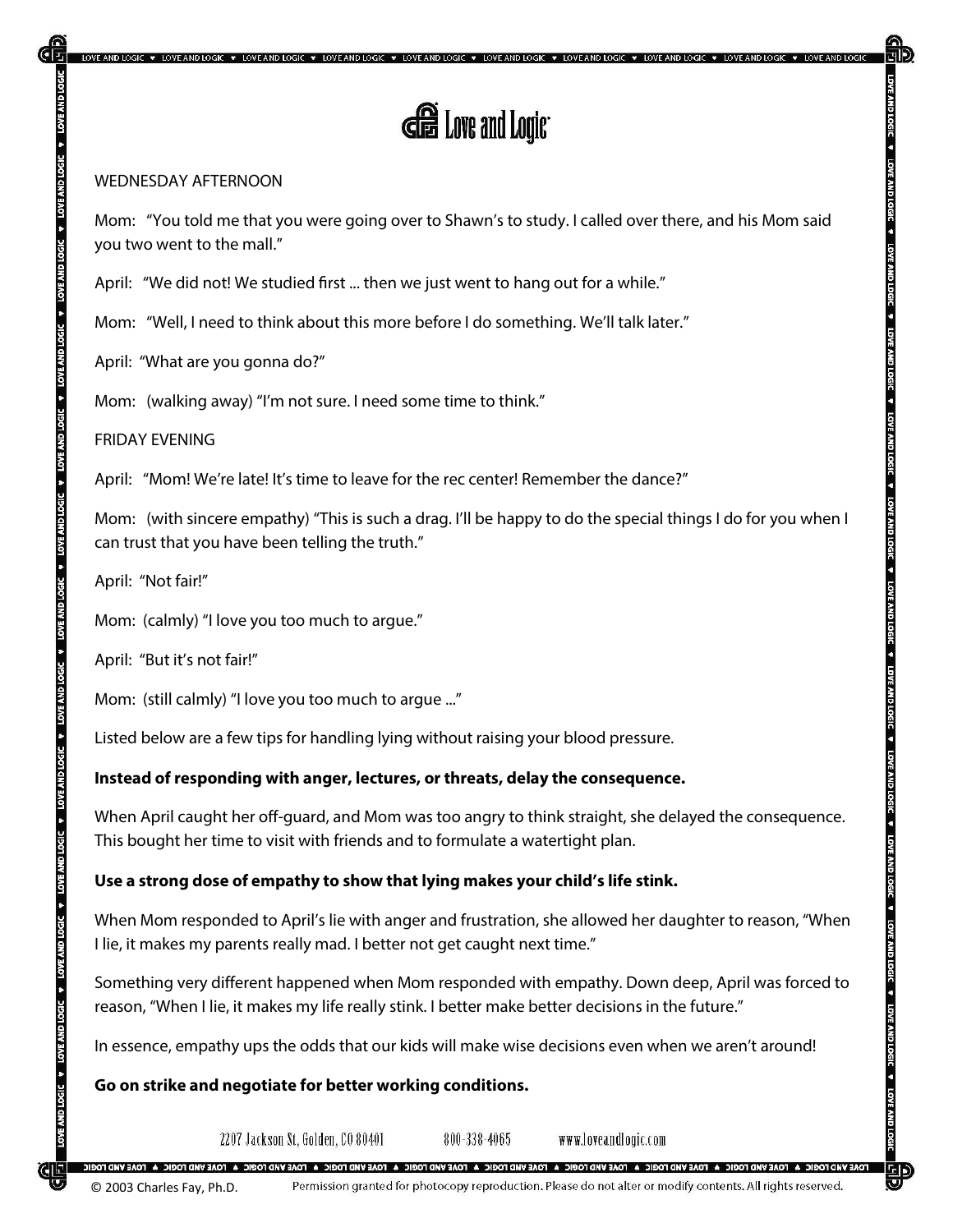WEDNESDAY AFTERNOON

Mom: "You told me that you were going over to Shawn's to study. I called over there, and his Mom said you two went to the mall."

April: "We did not! We studied first ... then we just went to hang out for a while."

Mom: "Well, I need to think about this more before I do something. We'll talk later."

April: "What are you gonna do?"

Mom: (walking away) "I'm not sure. I need some time to think."

FRIDAY EVENING

April: "Mom! We're late! It's time to leave for the rec center! Remember the dance?"

Mom: (with sincere empathy) "This is such a drag. I'll be happy to do the special things I do for you when I can trust that you have been telling the truth."

April: "Not fair!"

Mom: (calmly) "I love you too much to argue."

April: "But it's not fair!"

Mom: (still calmly) "I love you too much to argue ..."

Listed below are a few tips for handling lying without raising your blood pressure.

**Instead of responding with anger, lectures, or threats, delay the consequence.**

When April caught her off-guard, and Mom was too angry to think straight, she delayed the consequence. This bought her time to visit with friends and to formulate a watertight plan.

**Use a strong dose of empathy to show that lying makes your child's life stink.**

When Mom responded to April's lie with anger and frustration, she allowed her daughter to reason, "When I lie, it makes my parents really mad. I better not get caught next time."

Something very different happened when Mom responded with empathy. Down deep, April was forced to reason, "When I lie, it makes my life really stink. I better make better decisions in the future."

In essence, empathy ups the odds that our kids will make wise decisions even when we aren't around!

**Go on strike and negotiate for better working conditions.**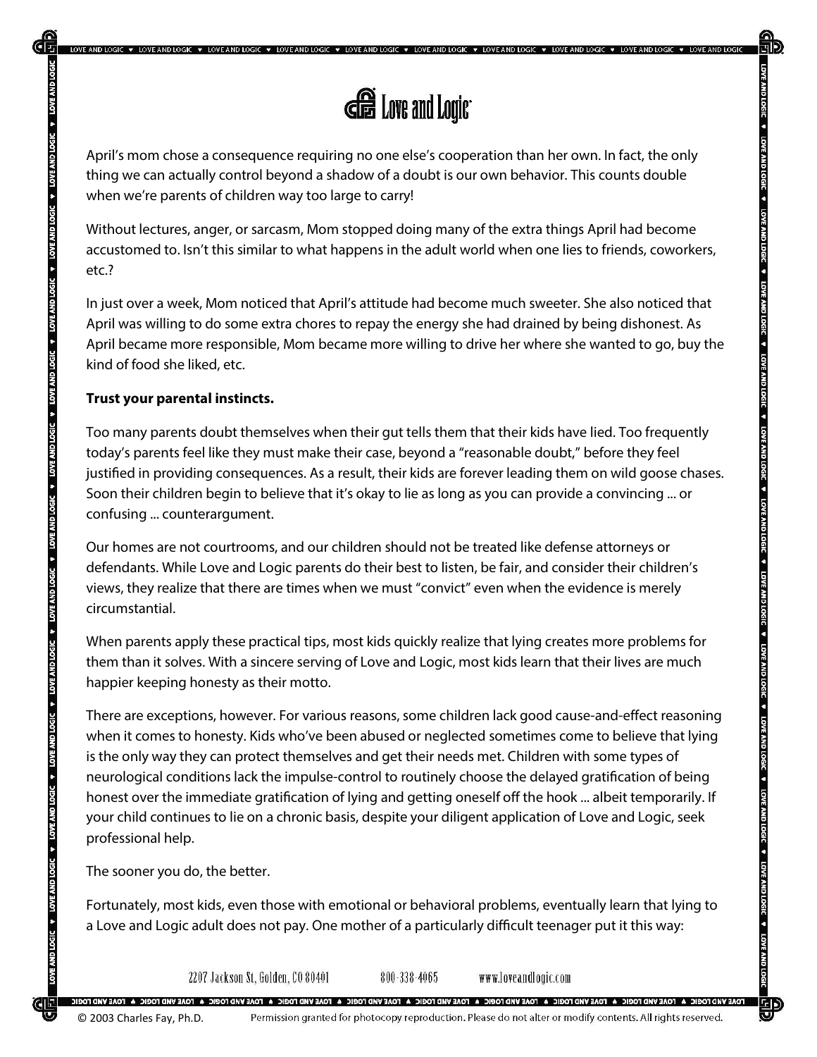April's mom chose a consequence requiring no one else's cooperation than her own. In fact, the only thing we can actually control beyond a shadow of a doubt is our own behavior. This counts double when we're parents of children way too large to carry!

Without lectures, anger, or sarcasm, Mom stopped doing many of the extra things April had become accustomed to. Isn't this similar to what happens in the adult world when one lies to friends, coworkers, etc.?

In just over a week, Mom noticed that April's attitude had become much sweeter. She also noticed that April was willing to do some extra chores to repay the energy she had drained by being dishonest. As April became more responsible, Mom became more willing to drive her where she wanted to go, buy the kind of food she liked, etc.

**Trust your parental instincts.**

Too many parents doubt themselves when their gut tells them that their kids have lied. Too frequently today's parents feel like they must make their case, beyond a "reasonable doubt," before they feel justified in providing consequences. As a result, their kids are forever leading them on wild goose chases. Soon their children begin to believe that it's okay to lie as long as you can provide a convincing ... or confusing ... counterargument.

Our homes are not courtrooms, and our children should not be treated like defense attorneys or defendants. While Love and Logic parents do their best to listen, be fair, and consider their children's views, they realize that there are times when we must "convict" even when the evidence is merely circumstantial.

When parents apply these practical tips, most kids quickly realize that lying creates more problems for them than it solves. With a sincere serving of Love and Logic, most kids learn that their lives are much happier keeping honesty as their motto.

There are exceptions, however. For various reasons, some children lack good cause-and-effect reasoning when it comes to honesty. Kids who've been abused or neglected sometimes come to believe that lying is the only way they can protect themselves and get their needs met. Children with some types of neurological conditions lack the impulse-control to routinely choose the delayed gratification of being honest over the immediate gratification of lying and getting oneself off the hook ... albeit temporarily. If your child continues to lie on a chronic basis, despite your diligent application of Love and Logic, seek professional help.

The sooner you do, the better.

Fortunately, most kids, even those with emotional or behavioral problems, eventually learn that lying to a Love and Logic adult does not pay. One mother of a particularly difficult teenager put it this way: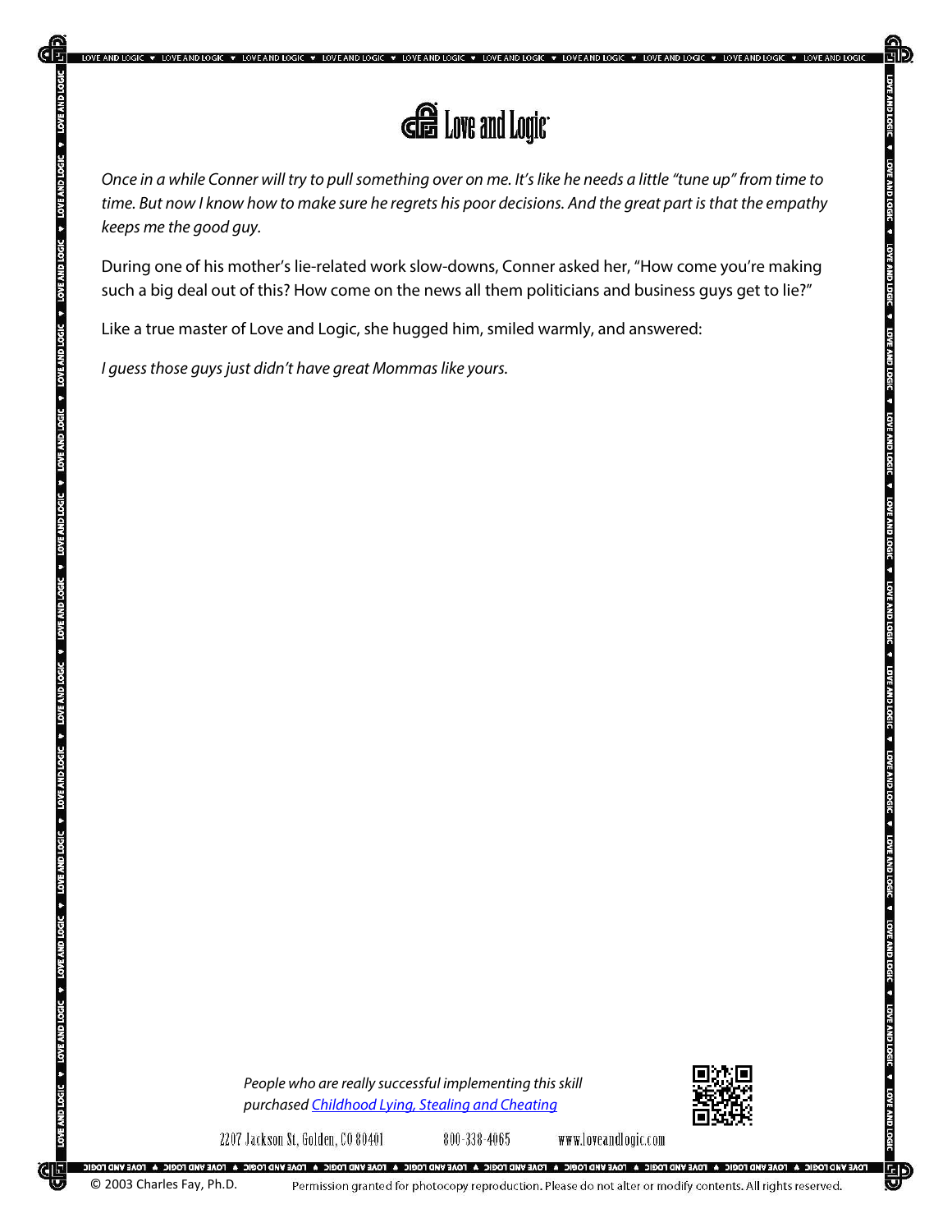*Once in a while Conner will try to pull something over on me. It's like he needs a little "tune up" from time to time. But now I know how to make sure he regrets his poor decisions. And the great part is that the empathy keeps me the good guy.*

During one of his mother's lie-related work slow-downs, Conner asked her, "How come you're making such a big deal out of this? How come on the news all them politicians and business guys get to lie?"

Like a true master of Love and Logic, she hugged him, smiled warmly, and answered:

*I guess those guys just didn't have great Mommas like yours.*

*People who are really successful implementing this skill purchased [Childhood Lying, Stealing and Cheating]*

2207 Jackson St, Golden, CO 80401 800-338-4065 www.loveandlogic.com

© 2003 Charles Fay, Ph.D. Permission granted for photocopy reproduction. Please do not alter or modify contents. All rights reserved.